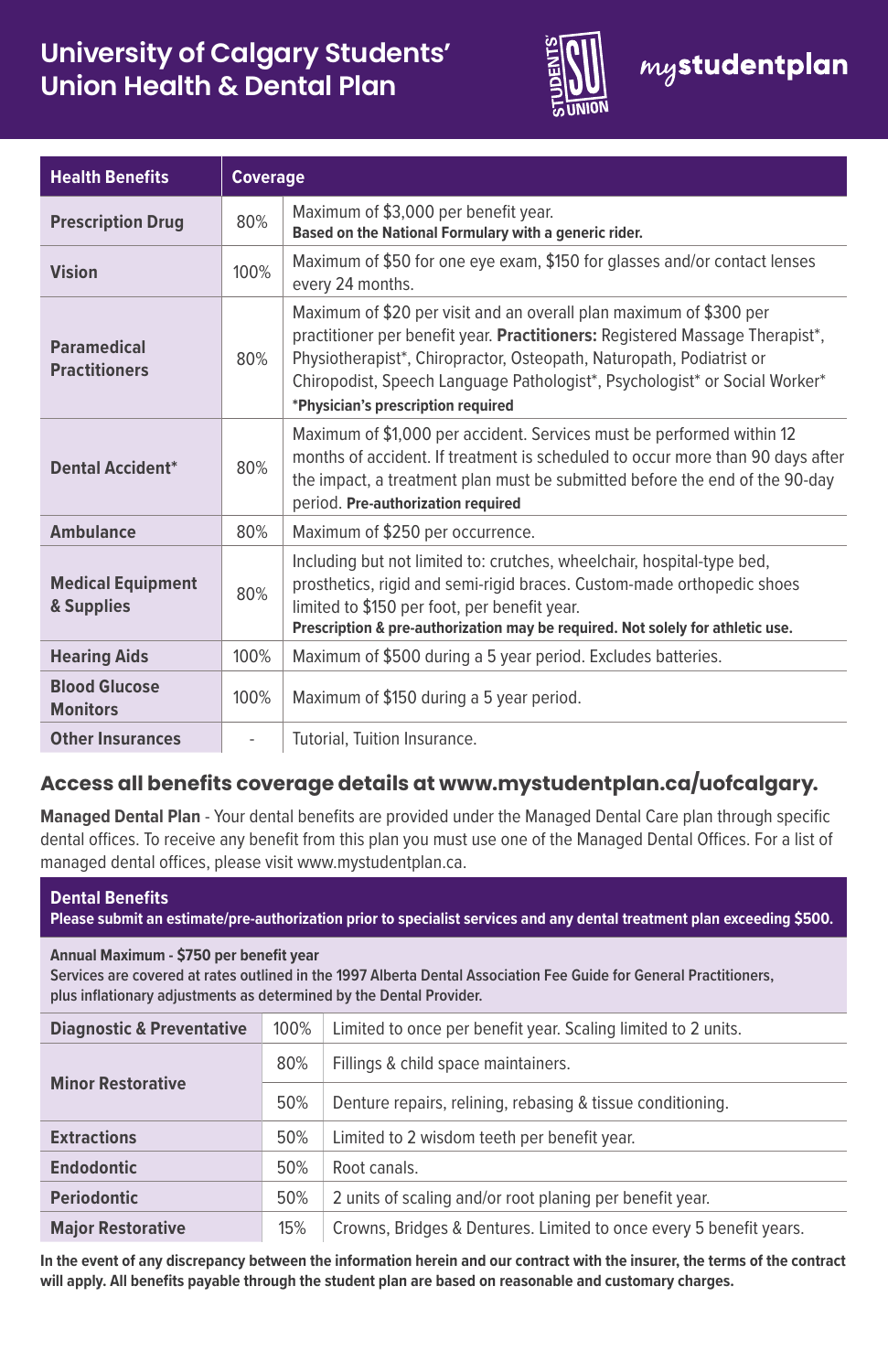# University of Calgary Students' Union Health & Dental Plan

mystudentplan

| Health Benefits | Coverage | |
|---|---|---|
| **Prescription Drug** | 80% | Maximum of $3,000 per benefit year. **Based on the National Formulary with a generic rider.** |
| **Vision** | 100% | Maximum of $50 for one eye exam, $150 for glasses and/or contact lenses every 24 months. |
| **Paramedical Practitioners** | 80% | Maximum of $20 per visit and an overall plan maximum of $300 per practitioner per benefit year. **Practitioners:** Registered Massage Therapist*, Physiotherapist*, Chiropractor, Osteopath, Naturopath, Podiatrist or Chiropodist, Speech Language Pathologist*, Psychologist* or Social Worker* **\*Physician's prescription required** |
| **Dental Accident*** | 80% | Maximum of $1,000 per accident. Services must be performed within 12 months of accident. If treatment is scheduled to occur more than 90 days after the impact, a treatment plan must be submitted before the end of the 90-day period. **Pre-authorization required** |
| **Ambulance** | 80% | Maximum of $250 per occurrence. |
| **Medical Equipment & Supplies** | 80% | Including but not limited to: crutches, wheelchair, hospital-type bed, prosthetics, rigid and semi-rigid braces. Custom-made orthopedic shoes limited to $150 per foot, per benefit year. **Prescription & pre-authorization may be required. Not solely for athletic use.** |
| **Hearing Aids** | 100% | Maximum of $500 during a 5 year period. Excludes batteries. |
| **Blood Glucose Monitors** | 100% | Maximum of $150 during a 5 year period. |
| **Other Insurances** | - | Tutorial, Tuition Insurance. |

## Access all benefits coverage details at www.mystudentplan.ca/uofcalgary.

**Managed Dental Plan** - Your dental benefits are provided under the Managed Dental Care plan through specific dental offices. To receive any benefit from this plan you must use one of the Managed Dental Offices. For a list of managed dental offices, please visit www.mystudentplan.ca.

**Dental Benefits**
**Please submit an estimate/pre-authorization prior to specialist services and any dental treatment plan exceeding $500.**

**Annual Maximum - $750 per benefit year**
**Services are covered at rates outlined in the 1997 Alberta Dental Association Fee Guide for General Practitioners, plus inflationary adjustments as determined by the Dental Provider.**

| Service | Coverage | Details |
|---|---|---|
| **Diagnostic & Preventative** | 100% | Limited to once per benefit year. Scaling limited to 2 units. |
| **Minor Restorative** | 80% | Fillings & child space maintainers. |
| | 50% | Denture repairs, relining, rebasing & tissue conditioning. |
| **Extractions** | 50% | Limited to 2 wisdom teeth per benefit year. |
| **Endodontic** | 50% | Root canals. |
| **Periodontic** | 50% | 2 units of scaling and/or root planing per benefit year. |
| **Major Restorative** | 15% | Crowns, Bridges & Dentures. Limited to once every 5 benefit years. |

**In the event of any discrepancy between the information herein and our contract with the insurer, the terms of the contract will apply. All benefits payable through the student plan are based on reasonable and customary charges.**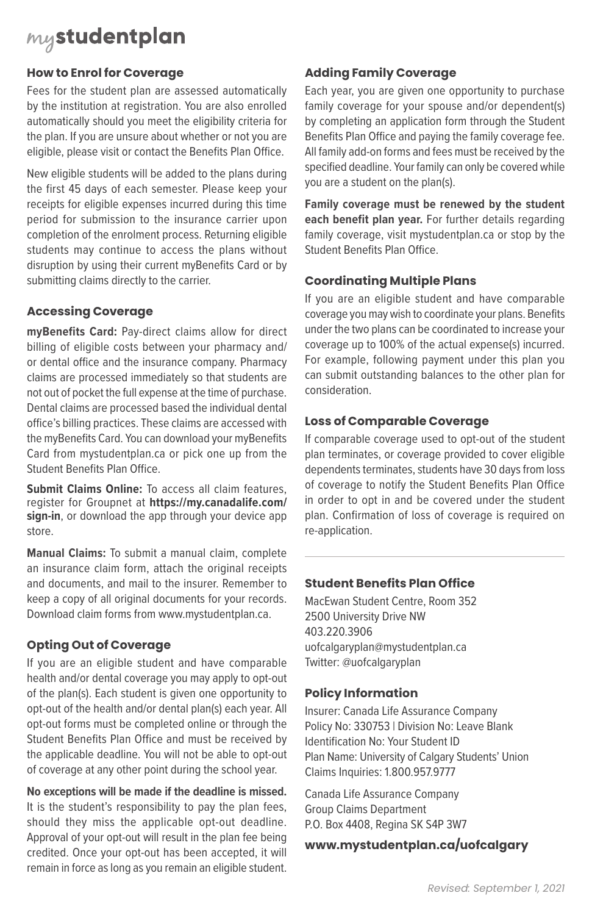# mystudentplan

## How to Enrol for Coverage

Fees for the student plan are assessed automatically by the institution at registration. You are also enrolled automatically should you meet the eligibility criteria for the plan. If you are unsure about whether or not you are eligible, please visit or contact the Benefits Plan Office.

New eligible students will be added to the plans during the first 45 days of each semester. Please keep your receipts for eligible expenses incurred during this time period for submission to the insurance carrier upon completion of the enrolment process. Returning eligible students may continue to access the plans without disruption by using their current myBenefits Card or by submitting claims directly to the carrier.

## Accessing Coverage

**myBenefits Card:** Pay-direct claims allow for direct billing of eligible costs between your pharmacy and/or dental office and the insurance company. Pharmacy claims are processed immediately so that students are not out of pocket the full expense at the time of purchase. Dental claims are processed based the individual dental office's billing practices. These claims are accessed with the myBenefits Card. You can download your myBenefits Card from mystudentplan.ca or pick one up from the Student Benefits Plan Office.

**Submit Claims Online:** To access all claim features, register for Groupnet at **https://my.canadalife.com/sign-in**, or download the app through your device app store.

**Manual Claims:** To submit a manual claim, complete an insurance claim form, attach the original receipts and documents, and mail to the insurer. Remember to keep a copy of all original documents for your records. Download claim forms from www.mystudentplan.ca.

## Opting Out of Coverage

If you are an eligible student and have comparable health and/or dental coverage you may apply to opt-out of the plan(s). Each student is given one opportunity to opt-out of the health and/or dental plan(s) each year. All opt-out forms must be completed online or through the Student Benefits Plan Office and must be received by the applicable deadline. You will not be able to opt-out of coverage at any other point during the school year.

**No exceptions will be made if the deadline is missed.** It is the student's responsibility to pay the plan fees, should they miss the applicable opt-out deadline. Approval of your opt-out will result in the plan fee being credited. Once your opt-out has been accepted, it will remain in force as long as you remain an eligible student.

## Adding Family Coverage

Each year, you are given one opportunity to purchase family coverage for your spouse and/or dependent(s) by completing an application form through the Student Benefits Plan Office and paying the family coverage fee. All family add-on forms and fees must be received by the specified deadline. Your family can only be covered while you are a student on the plan(s).

**Family coverage must be renewed by the student each benefit plan year.** For further details regarding family coverage, visit mystudentplan.ca or stop by the Student Benefits Plan Office.

## Coordinating Multiple Plans

If you are an eligible student and have comparable coverage you may wish to coordinate your plans. Benefits under the two plans can be coordinated to increase your coverage up to 100% of the actual expense(s) incurred. For example, following payment under this plan you can submit outstanding balances to the other plan for consideration.

## Loss of Comparable Coverage

If comparable coverage used to opt-out of the student plan terminates, or coverage provided to cover eligible dependents terminates, students have 30 days from loss of coverage to notify the Student Benefits Plan Office in order to opt in and be covered under the student plan. Confirmation of loss of coverage is required on re-application.

---

## Student Benefits Plan Office

MacEwan Student Centre, Room 352
2500 University Drive NW
403.220.3906
uofcalgaryplan@mystudentplan.ca
Twitter: @uofcalgaryplan

## Policy Information

Insurer: Canada Life Assurance Company
Policy No: 330753 | Division No: Leave Blank
Identification No: Your Student ID
Plan Name: University of Calgary Students' Union
Claims Inquiries: 1.800.957.9777

Canada Life Assurance Company
Group Claims Department
P.O. Box 4408, Regina SK S4P 3W7

**www.mystudentplan.ca/uofcalgary**

*Revised: September 1, 2021*